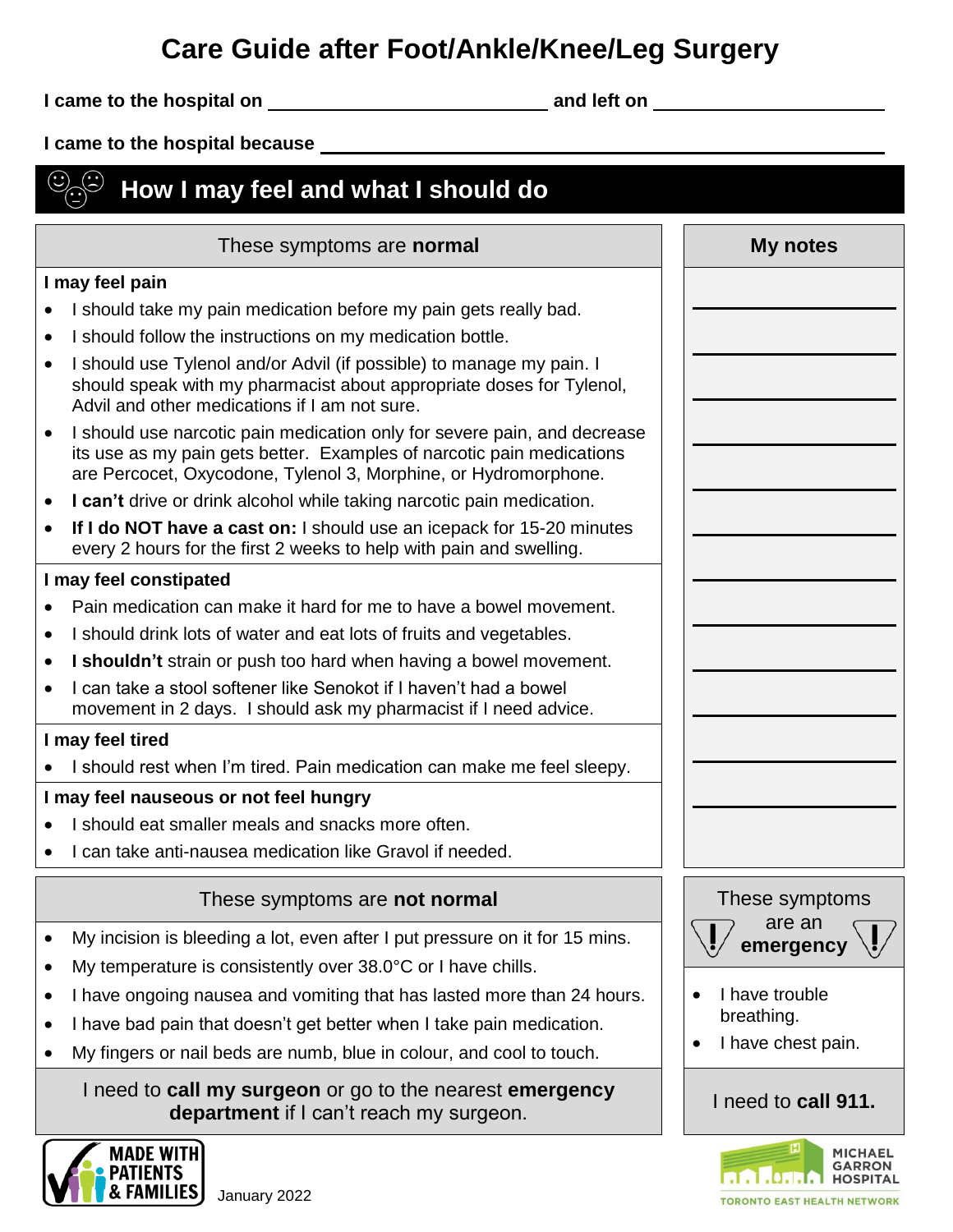# Care Guide after Foot/Ankle/Knee/Leg Surgery

**I came to the hospital on** \_\_\_\_\_\_\_\_\_\_\_\_\_\_\_\_\_\_\_\_ **and left on** \_\_\_\_\_\_\_\_\_\_\_\_\_\_\_\_\_\_\_\_

**I came to the hospital because** \_\_\_\_\_\_\_\_\_\_\_\_\_\_\_\_\_\_\_\_\_\_\_\_\_\_\_\_\_\_\_\_\_\_\_\_\_\_\_\_

## How I may feel and what I should do

### These symptoms are **normal**

**I may feel pain**

- I should take my pain medication before my pain gets really bad.
- I should follow the instructions on my medication bottle.
- I should use Tylenol and/or Advil (if possible) to manage my pain. I should speak with my pharmacist about appropriate doses for Tylenol, Advil and other medications if I am not sure.
- I should use narcotic pain medication only for severe pain, and decrease its use as my pain gets better. Examples of narcotic pain medications are Percocet, Oxycodone, Tylenol 3, Morphine, or Hydromorphone.
- **I can't** drive or drink alcohol while taking narcotic pain medication.
- **If I do NOT have a cast on:** I should use an icepack for 15-20 minutes every 2 hours for the first 2 weeks to help with pain and swelling.

**I may feel constipated**

- Pain medication can make it hard for me to have a bowel movement.
- I should drink lots of water and eat lots of fruits and vegetables.
- **I shouldn't** strain or push too hard when having a bowel movement.
- I can take a stool softener like Senokot if I haven't had a bowel movement in 2 days. I should ask my pharmacist if I need advice.

**I may feel tired**

- I should rest when I'm tired. Pain medication can make me feel sleepy.

**I may feel nauseous or not feel hungry**

- I should eat smaller meals and snacks more often.
- I can take anti-nausea medication like Gravol if needed.

### My notes

\_\_\_\_\_\_\_\_\_\_\_\_\_\_\_\_\_\_\_\_

\_\_\_\_\_\_\_\_\_\_\_\_\_\_\_\_\_\_\_\_

\_\_\_\_\_\_\_\_\_\_\_\_\_\_\_\_\_\_\_\_

\_\_\_\_\_\_\_\_\_\_\_\_\_\_\_\_\_\_\_\_

\_\_\_\_\_\_\_\_\_\_\_\_\_\_\_\_\_\_\_\_

\_\_\_\_\_\_\_\_\_\_\_\_\_\_\_\_\_\_\_\_

\_\_\_\_\_\_\_\_\_\_\_\_\_\_\_\_\_\_\_\_

\_\_\_\_\_\_\_\_\_\_\_\_\_\_\_\_\_\_\_\_

\_\_\_\_\_\_\_\_\_\_\_\_\_\_\_\_\_\_\_\_

\_\_\_\_\_\_\_\_\_\_\_\_\_\_\_\_\_\_\_\_

\_\_\_\_\_\_\_\_\_\_\_\_\_\_\_\_\_\_\_\_

\_\_\_\_\_\_\_\_\_\_\_\_\_\_\_\_\_\_\_\_

### These symptoms are **not normal**

- My incision is bleeding a lot, even after I put pressure on it for 15 mins.
- My temperature is consistently over 38.0°C or I have chills.
- I have ongoing nausea and vomiting that has lasted more than 24 hours.
- I have bad pain that doesn't get better when I take pain medication.
- My fingers or nail beds are numb, blue in colour, and cool to touch.

I need to **call my surgeon** or go to the nearest **emergency department** if I can't reach my surgeon.

### These symptoms are an **emergency**

- I have trouble breathing.
- I have chest pain.

I need to **call 911.**

MADE WITH PATIENTS & FAMILIES

January 2022

MICHAEL GARRON HOSPITAL
TORONTO EAST HEALTH NETWORK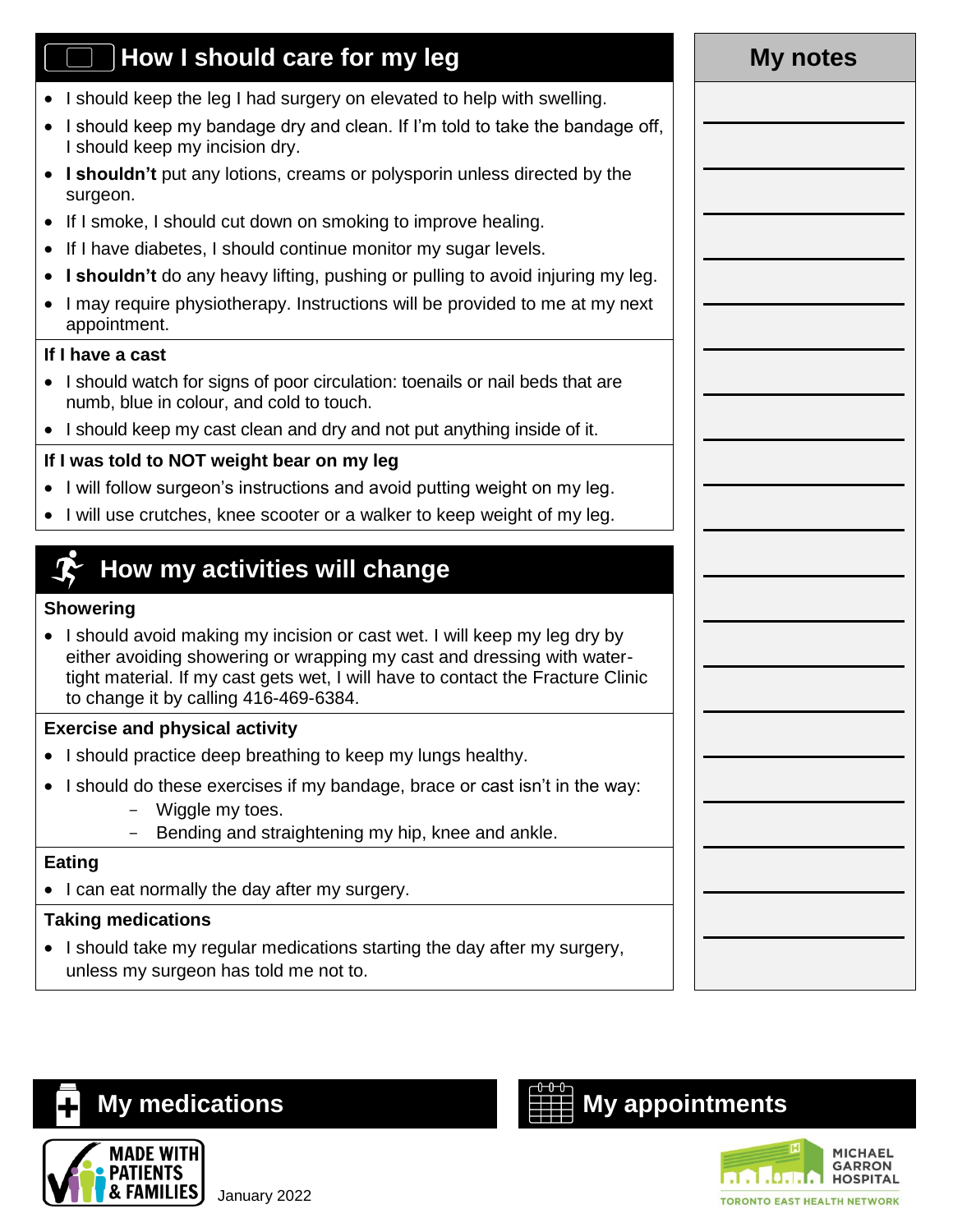## How I should care for my leg

- I should keep the leg I had surgery on elevated to help with swelling.
- I should keep my bandage dry and clean. If I'm told to take the bandage off, I should keep my incision dry.
- **I shouldn't** put any lotions, creams or polysporin unless directed by the surgeon.
- If I smoke, I should cut down on smoking to improve healing.
- If I have diabetes, I should continue monitor my sugar levels.
- **I shouldn't** do any heavy lifting, pushing or pulling to avoid injuring my leg.
- I may require physiotherapy. Instructions will be provided to me at my next appointment.

**If I have a cast**

- I should watch for signs of poor circulation: toenails or nail beds that are numb, blue in colour, and cold to touch.
- I should keep my cast clean and dry and not put anything inside of it.

**If I was told to NOT weight bear on my leg**

- I will follow surgeon's instructions and avoid putting weight on my leg.
- I will use crutches, knee scooter or a walker to keep weight of my leg.

## How my activities will change

**Showering**

- I should avoid making my incision or cast wet. I will keep my leg dry by either avoiding showering or wrapping my cast and dressing with water-tight material. If my cast gets wet, I will have to contact the Fracture Clinic to change it by calling 416-469-6384.

**Exercise and physical activity**

- I should practice deep breathing to keep my lungs healthy.
- I should do these exercises if my bandage, brace or cast isn't in the way:
  - Wiggle my toes.
  - Bending and straightening my hip, knee and ankle.

**Eating**

- I can eat normally the day after my surgery.

**Taking medications**

- I should take my regular medications starting the day after my surgery, unless my surgeon has told me not to.

## My notes

## My medications

## My appointments

MADE WITH PATIENTS & FAMILIES

January 2022

MICHAEL GARRON HOSPITAL
TORONTO EAST HEALTH NETWORK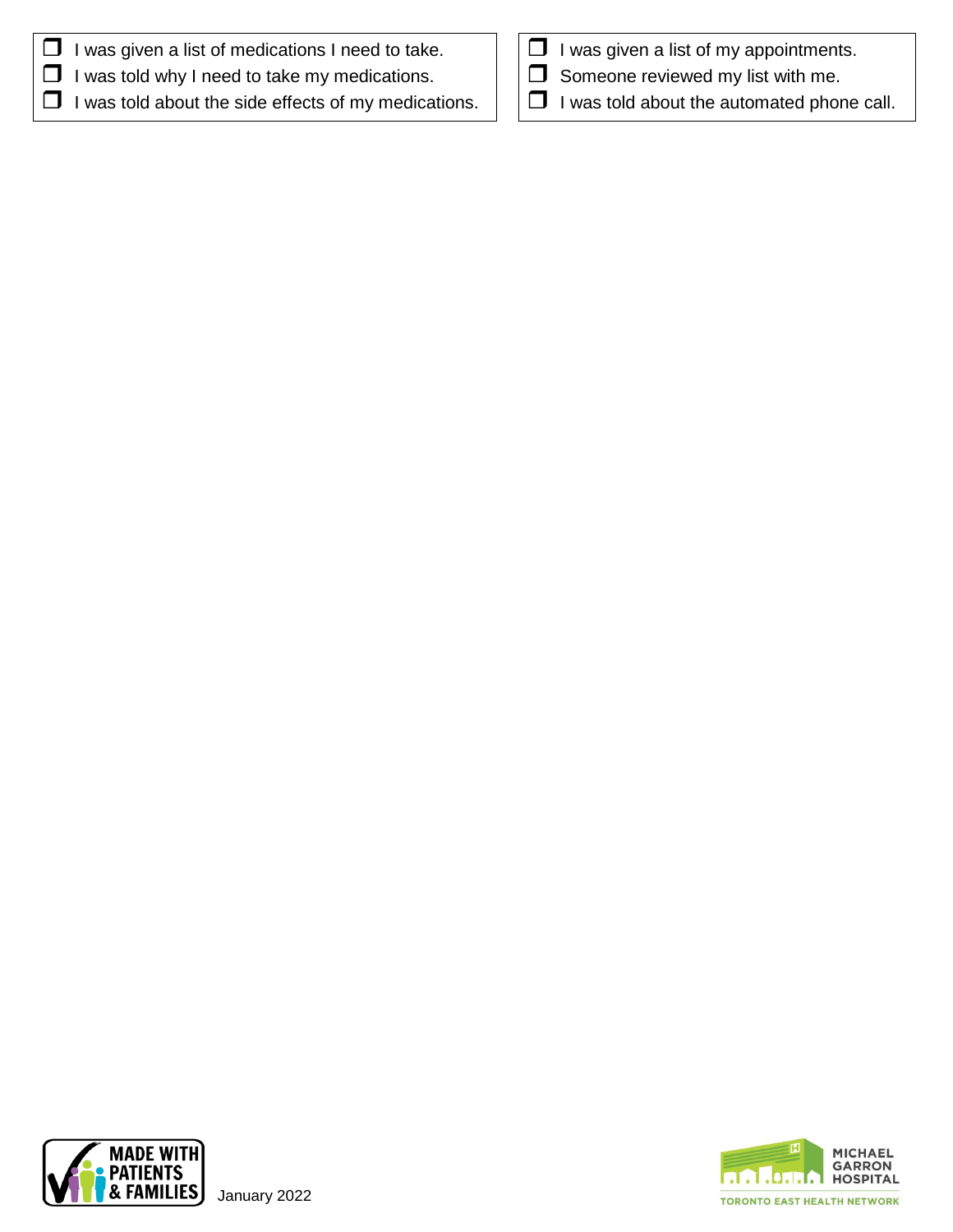- ❒ I was given a list of medications I need to take.
- ❒ I was told why I need to take my medications.
- ❒ I was told about the side effects of my medications.

- ❒ I was given a list of my appointments.
- ❒ Someone reviewed my list with me.
- ❒ I was told about the automated phone call.

MADE WITH PATIENTS & FAMILIES

January 2022

MICHAEL GARRON HOSPITAL

TORONTO EAST HEALTH NETWORK